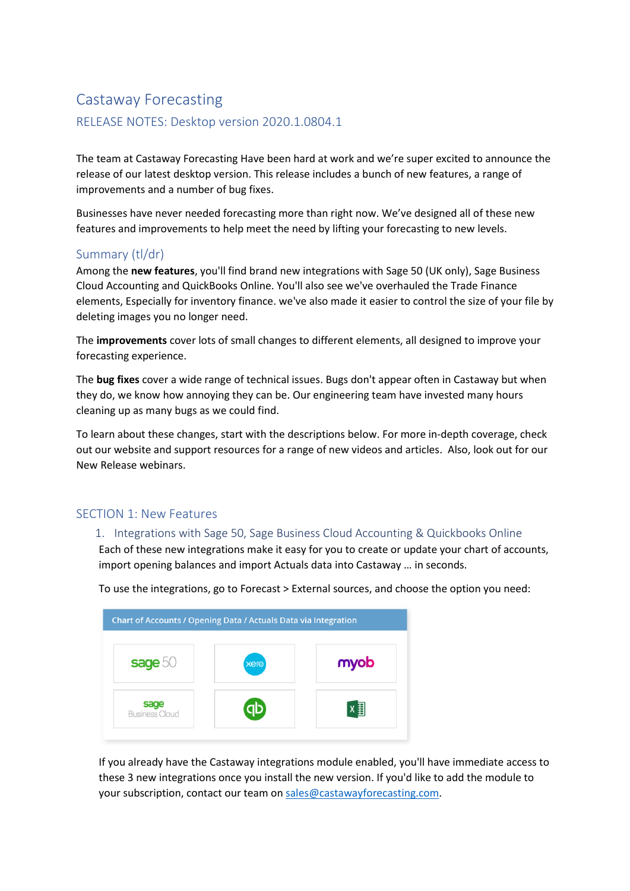# Castaway Forecasting

## RELEASE NOTES: Desktop version 2020.1.0804.1

The team at Castaway Forecasting Have been hard at work and we're super excited to announce the release of our latest desktop version. This release includes a bunch of new features, a range of improvements and a number of bug fixes.

Businesses have never needed forecasting more than right now. We've designed all of these new features and improvements to help meet the need by lifting your forecasting to new levels.

## Summary (tl/dr)

Among the **new features**, you'll find brand new integrations with Sage 50 (UK only), Sage Business Cloud Accounting and QuickBooks Online. You'll also see we've overhauled the Trade Finance elements, Especially for inventory finance. we've also made it easier to control the size of your file by deleting images you no longer need.

The **improvements** cover lots of small changes to different elements, all designed to improve your forecasting experience.

The **bug fixes** cover a wide range of technical issues. Bugs don't appear often in Castaway but when they do, we know how annoying they can be. Our engineering team have invested many hours cleaning up as many bugs as we could find.

To learn about these changes, start with the descriptions below. For more in-depth coverage, check out our website and support resources for a range of new videos and articles. Also, look out for our New Release webinars.

## SECTION 1: New Features

### 1. Integrations with Sage 50, Sage Business Cloud Accounting & Quickbooks Online

Each of these new integrations make it easy for you to create or update your chart of accounts, import opening balances and import Actuals data into Castaway … in seconds.

To use the integrations, go to Forecast > External sources, and choose the option you need:

Chart of Accounts / Opening Data / Actuals Data via Integration

If you already have the Castaway integrations module enabled, you'll have immediate access to these 3 new integrations once you install the new version. If you'd like to add the module to your subscription, contact our team on sales@castawayforecasting.com.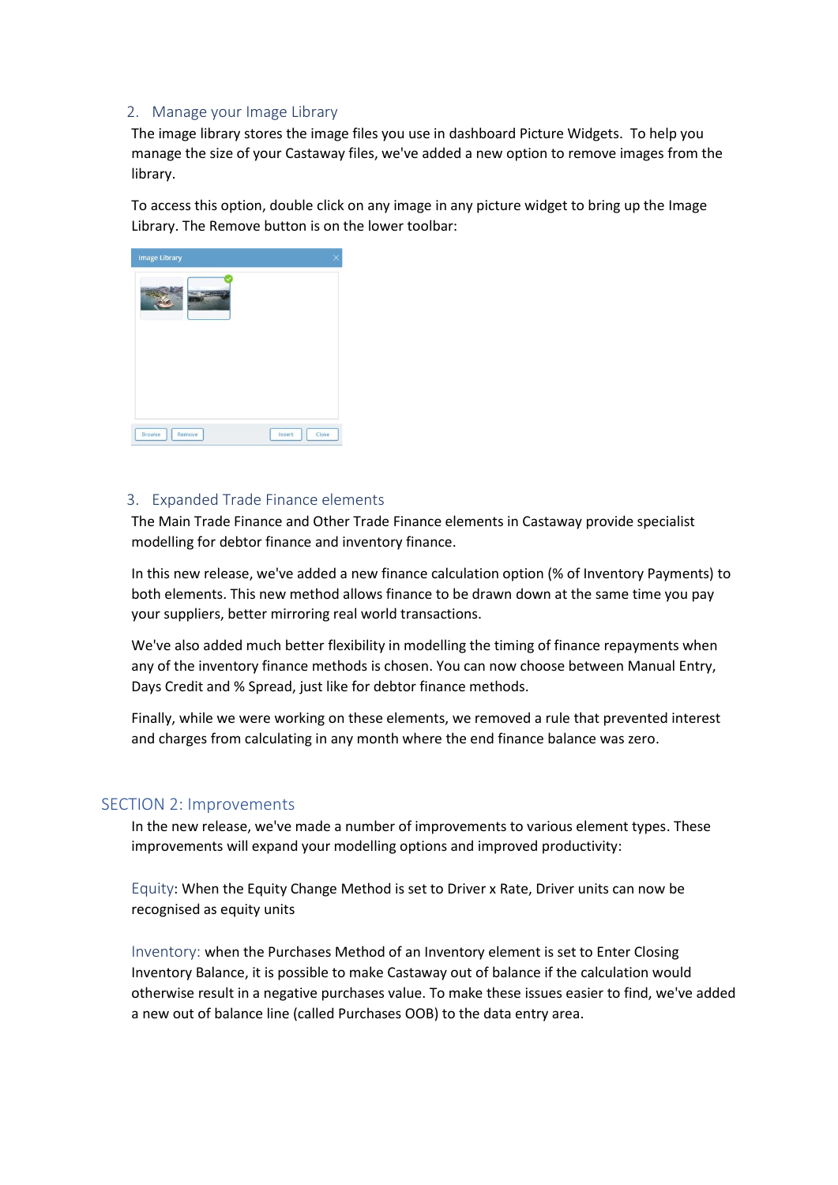## 2. Manage your Image Library

The image library stores the image files you use in dashboard Picture Widgets. To help you manage the size of your Castaway files, we've added a new option to remove images from the library.

To access this option, double click on any image in any picture widget to bring up the Image Library. The Remove button is on the lower toolbar:

## 3. Expanded Trade Finance elements

The Main Trade Finance and Other Trade Finance elements in Castaway provide specialist modelling for debtor finance and inventory finance.

In this new release, we've added a new finance calculation option (% of Inventory Payments) to both elements. This new method allows finance to be drawn down at the same time you pay your suppliers, better mirroring real world transactions.

We've also added much better flexibility in modelling the timing of finance repayments when any of the inventory finance methods is chosen. You can now choose between Manual Entry, Days Credit and % Spread, just like for debtor finance methods.

Finally, while we were working on these elements, we removed a rule that prevented interest and charges from calculating in any month where the end finance balance was zero.

# SECTION 2: Improvements

In the new release, we've made a number of improvements to various element types. These improvements will expand your modelling options and improved productivity:

Equity: When the Equity Change Method is set to Driver x Rate, Driver units can now be recognised as equity units

Inventory: when the Purchases Method of an Inventory element is set to Enter Closing Inventory Balance, it is possible to make Castaway out of balance if the calculation would otherwise result in a negative purchases value. To make these issues easier to find, we've added a new out of balance line (called Purchases OOB) to the data entry area.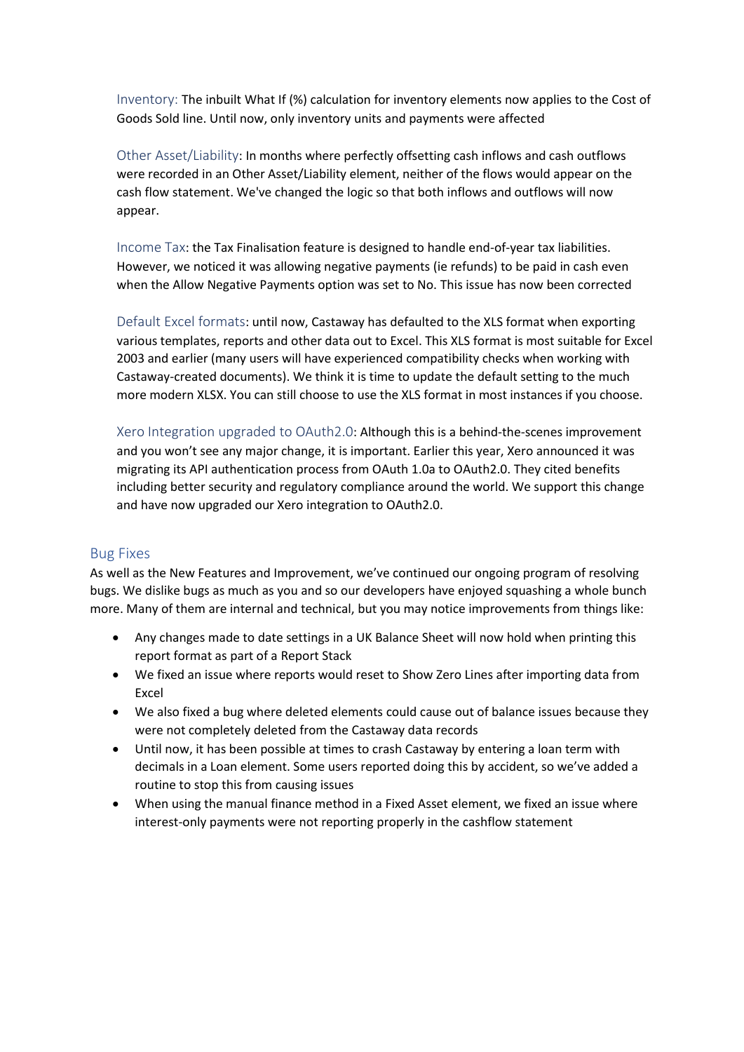Inventory: The inbuilt What If (%) calculation for inventory elements now applies to the Cost of Goods Sold line. Until now, only inventory units and payments were affected

Other Asset/Liability: In months where perfectly offsetting cash inflows and cash outflows were recorded in an Other Asset/Liability element, neither of the flows would appear on the cash flow statement. We've changed the logic so that both inflows and outflows will now appear.

Income Tax: the Tax Finalisation feature is designed to handle end-of-year tax liabilities. However, we noticed it was allowing negative payments (ie refunds) to be paid in cash even when the Allow Negative Payments option was set to No. This issue has now been corrected

Default Excel formats: until now, Castaway has defaulted to the XLS format when exporting various templates, reports and other data out to Excel. This XLS format is most suitable for Excel 2003 and earlier (many users will have experienced compatibility checks when working with Castaway-created documents). We think it is time to update the default setting to the much more modern XLSX. You can still choose to use the XLS format in most instances if you choose.

Xero Integration upgraded to OAuth2.0: Although this is a behind-the-scenes improvement and you won't see any major change, it is important. Earlier this year, Xero announced it was migrating its API authentication process from OAuth 1.0a to OAuth2.0. They cited benefits including better security and regulatory compliance around the world. We support this change and have now upgraded our Xero integration to OAuth2.0.

## Bug Fixes

As well as the New Features and Improvement, we've continued our ongoing program of resolving bugs. We dislike bugs as much as you and so our developers have enjoyed squashing a whole bunch more. Many of them are internal and technical, but you may notice improvements from things like:

- Any changes made to date settings in a UK Balance Sheet will now hold when printing this report format as part of a Report Stack
- We fixed an issue where reports would reset to Show Zero Lines after importing data from Excel
- We also fixed a bug where deleted elements could cause out of balance issues because they were not completely deleted from the Castaway data records
- Until now, it has been possible at times to crash Castaway by entering a loan term with decimals in a Loan element. Some users reported doing this by accident, so we've added a routine to stop this from causing issues
- When using the manual finance method in a Fixed Asset element, we fixed an issue where interest-only payments were not reporting properly in the cashflow statement